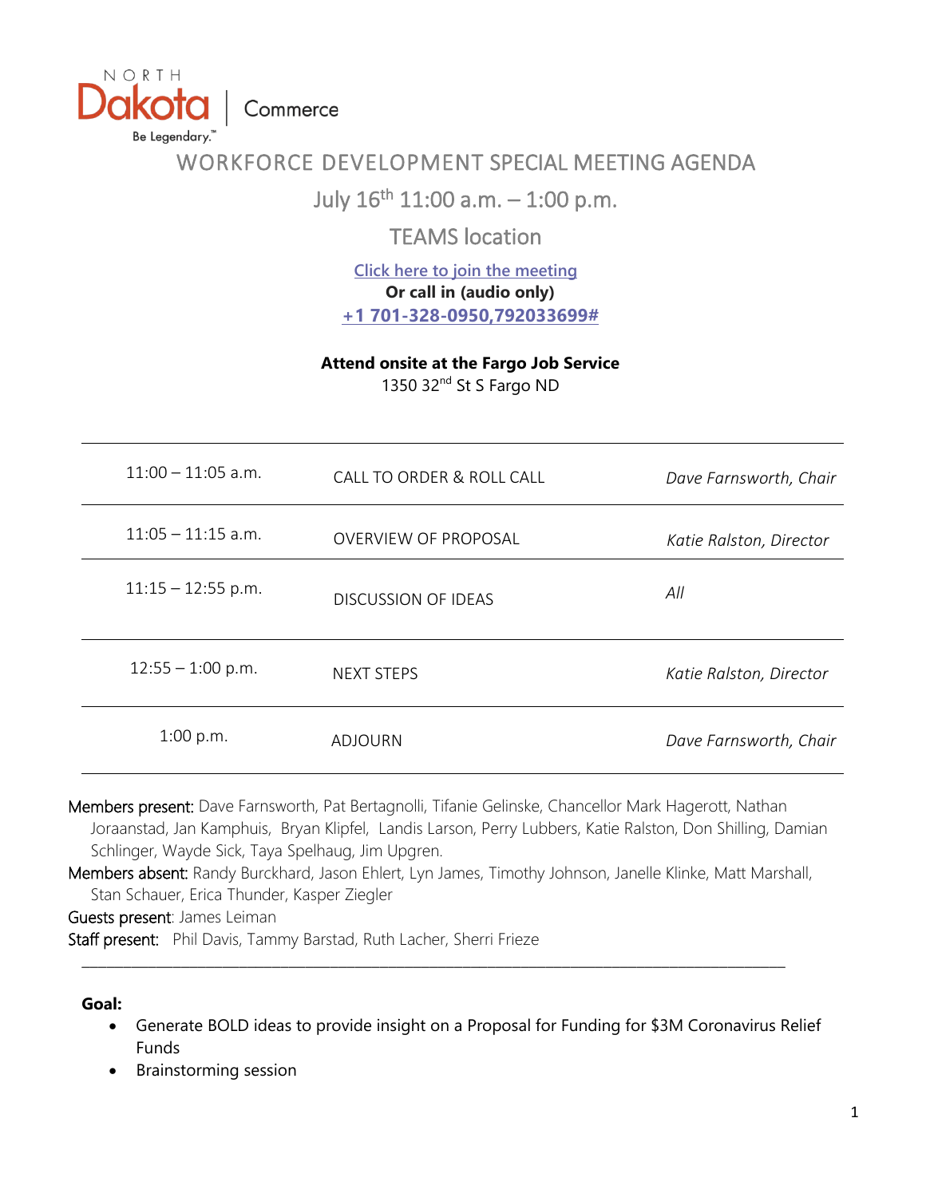NORTH Dakota | Commerce

Be Legendary.™

# WORKFORCE DEVELOPMENT SPECIAL MEETING AGENDA

## July 16th 11:00 a.m. – 1:00 p.m.

## TEAMS location

[Click here to join the meeting](#)

**Or call in (audio only)**

**+1 701-328-0950,792033699#**

**Attend onsite at the Fargo Job Service**

1350 32nd St S Fargo ND

| | | |
|---|---|---|
| 11:00 – 11:05 a.m. | CALL TO ORDER & ROLL CALL | *Dave Farnsworth, Chair* |
| 11:05 – 11:15 a.m. | OVERVIEW OF PROPOSAL | *Katie Ralston, Director* |
| 11:15 – 12:55 p.m. | DISCUSSION OF IDEAS | *All* |
| 12:55 – 1:00 p.m. | NEXT STEPS | *Katie Ralston, Director* |
| 1:00 p.m. | ADJOURN | *Dave Farnsworth, Chair* |

Members present: Dave Farnsworth, Pat Bertagnolli, Tifanie Gelinske, Chancellor Mark Hagerott, Nathan Joraanstad, Jan Kamphuis, Bryan Klipfel, Landis Larson, Perry Lubbers, Katie Ralston, Don Shilling, Damian Schlinger, Wayde Sick, Taya Spelhaug, Jim Upgren.

Members absent: Randy Burckhard, Jason Ehlert, Lyn James, Timothy Johnson, Janelle Klinke, Matt Marshall, Stan Schauer, Erica Thunder, Kasper Ziegler

Guests present: James Leiman

Staff present: Phil Davis, Tammy Barstad, Ruth Lacher, Sherri Frieze

---

**Goal:**

- Generate BOLD ideas to provide insight on a Proposal for Funding for $3M Coronavirus Relief Funds
- Brainstorming session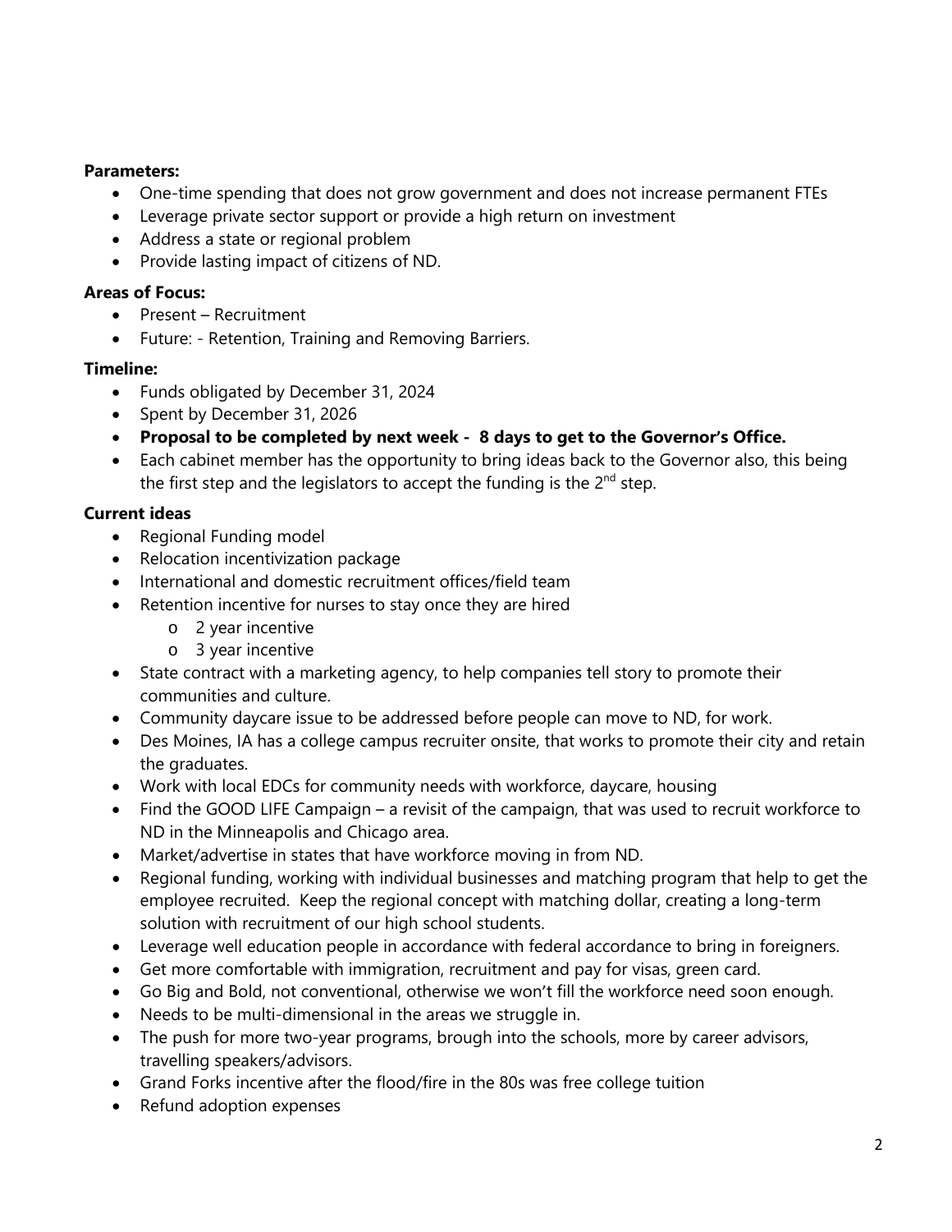**Parameters:**

- One-time spending that does not grow government and does not increase permanent FTEs
- Leverage private sector support or provide a high return on investment
- Address a state or regional problem
- Provide lasting impact of citizens of ND.

**Areas of Focus:**

- Present – Recruitment
- Future: - Retention, Training and Removing Barriers.

**Timeline:**

- Funds obligated by December 31, 2024
- Spent by December 31, 2026
- **Proposal to be completed by next week - 8 days to get to the Governor's Office.**
- Each cabinet member has the opportunity to bring ideas back to the Governor also, this being the first step and the legislators to accept the funding is the 2nd step.

**Current ideas**

- Regional Funding model
- Relocation incentivization package
- International and domestic recruitment offices/field team
- Retention incentive for nurses to stay once they are hired
    - 2 year incentive
    - 3 year incentive
- State contract with a marketing agency, to help companies tell story to promote their communities and culture.
- Community daycare issue to be addressed before people can move to ND, for work.
- Des Moines, IA has a college campus recruiter onsite, that works to promote their city and retain the graduates.
- Work with local EDCs for community needs with workforce, daycare, housing
- Find the GOOD LIFE Campaign – a revisit of the campaign, that was used to recruit workforce to ND in the Minneapolis and Chicago area.
- Market/advertise in states that have workforce moving in from ND.
- Regional funding, working with individual businesses and matching program that help to get the employee recruited. Keep the regional concept with matching dollar, creating a long-term solution with recruitment of our high school students.
- Leverage well education people in accordance with federal accordance to bring in foreigners.
- Get more comfortable with immigration, recruitment and pay for visas, green card.
- Go Big and Bold, not conventional, otherwise we won't fill the workforce need soon enough.
- Needs to be multi-dimensional in the areas we struggle in.
- The push for more two-year programs, brough into the schools, more by career advisors, travelling speakers/advisors.
- Grand Forks incentive after the flood/fire in the 80s was free college tuition
- Refund adoption expenses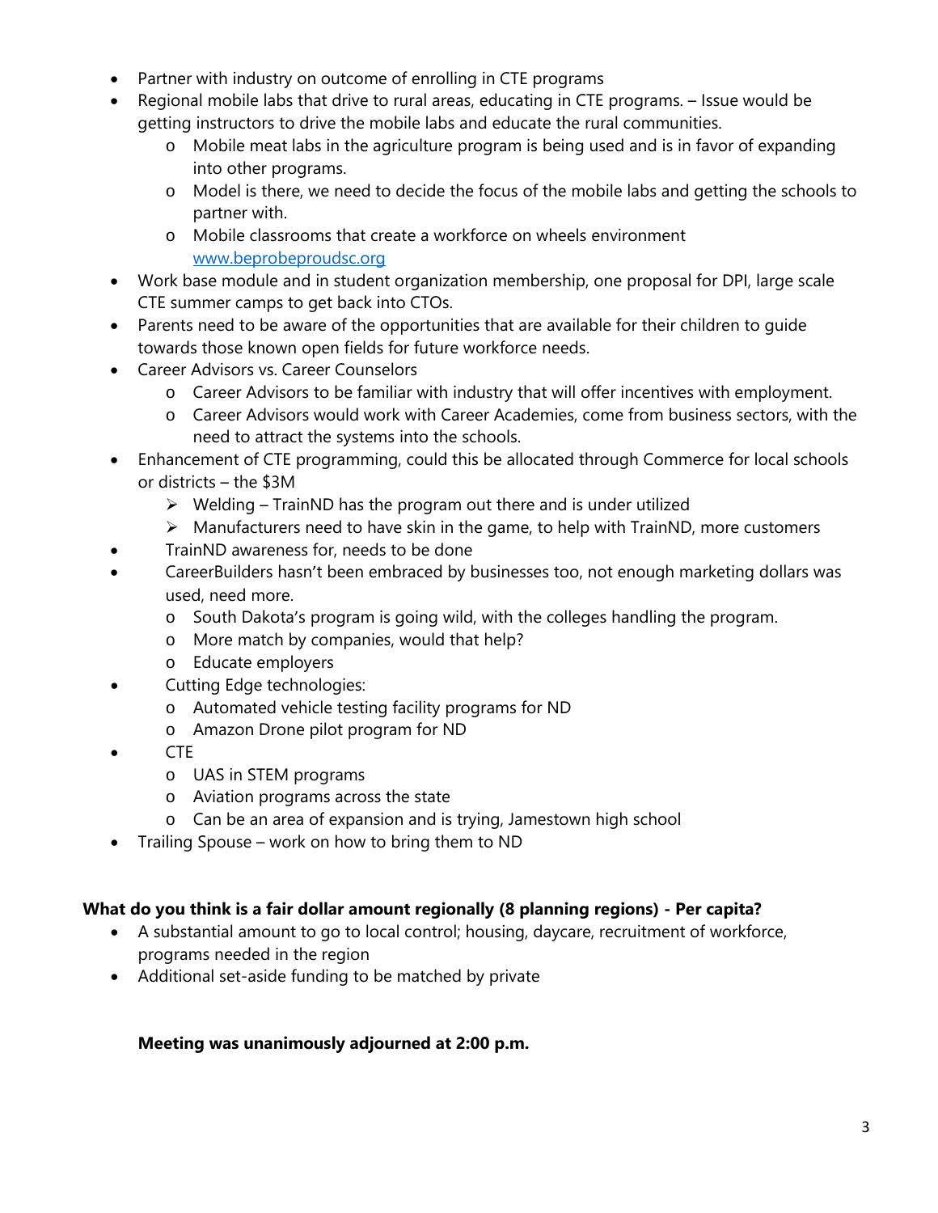- Partner with industry on outcome of enrolling in CTE programs
- Regional mobile labs that drive to rural areas, educating in CTE programs. – Issue would be getting instructors to drive the mobile labs and educate the rural communities.
  - Mobile meat labs in the agriculture program is being used and is in favor of expanding into other programs.
  - Model is there, we need to decide the focus of the mobile labs and getting the schools to partner with.
  - Mobile classrooms that create a workforce on wheels environment [www.beprobeproudsc.org](www.beprobeproudsc.org)
- Work base module and in student organization membership, one proposal for DPI, large scale CTE summer camps to get back into CTOs.
- Parents need to be aware of the opportunities that are available for their children to guide towards those known open fields for future workforce needs.
- Career Advisors vs. Career Counselors
  - Career Advisors to be familiar with industry that will offer incentives with employment.
  - Career Advisors would work with Career Academies, come from business sectors, with the need to attract the systems into the schools.
- Enhancement of CTE programming, could this be allocated through Commerce for local schools or districts – the $3M
  - Welding – TrainND has the program out there and is under utilized
  - Manufacturers need to have skin in the game, to help with TrainND, more customers
- TrainND awareness for, needs to be done
- CareerBuilders hasn't been embraced by businesses too, not enough marketing dollars was used, need more.
  - South Dakota's program is going wild, with the colleges handling the program.
  - More match by companies, would that help?
  - Educate employers
- Cutting Edge technologies:
  - Automated vehicle testing facility programs for ND
  - Amazon Drone pilot program for ND
- CTE
  - UAS in STEM programs
  - Aviation programs across the state
  - Can be an area of expansion and is trying, Jamestown high school
- Trailing Spouse – work on how to bring them to ND

**What do you think is a fair dollar amount regionally (8 planning regions) - Per capita?**

- A substantial amount to go to local control; housing, daycare, recruitment of workforce, programs needed in the region
- Additional set-aside funding to be matched by private

**Meeting was unanimously adjourned at 2:00 p.m.**